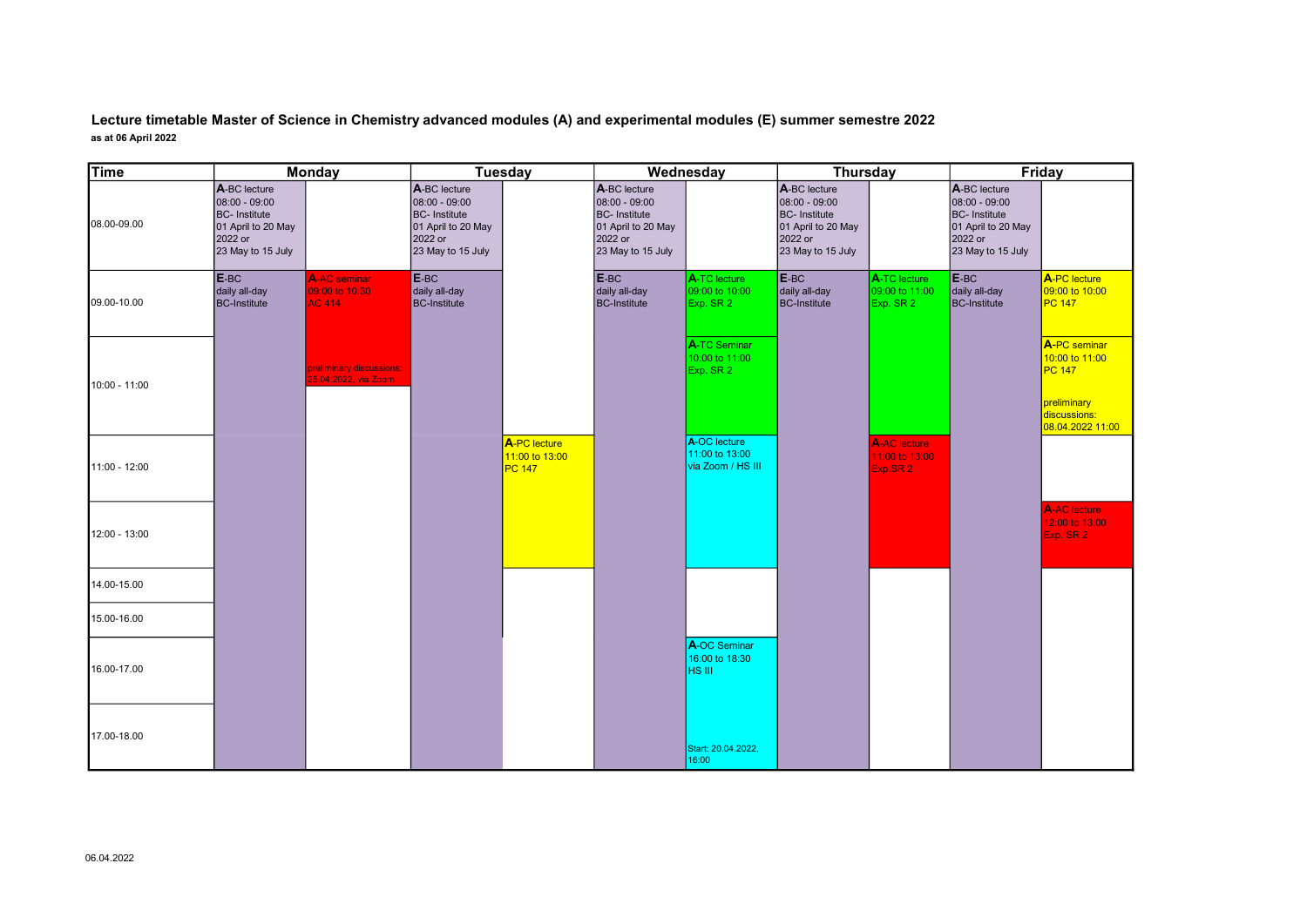# Lecture timetable Master of Science in Chemistry advanced modules (A) and experimental modules (E) summer semestre 2022

**as at 06 April 2022**

| Time | Monday | | Tuesday | | Wednesday | | Thursday | | Friday | |
|---|---|---|---|---|---|---|---|---|---|---|
| 08.00-09.00 | **A**-BC lecture 08:00 - 09:00 BC- Institute 01 April to 20 May 2022 or 23 May to 15 July | | **A**-BC lecture 08:00 - 09:00 BC- Institute 01 April to 20 May 2022 or 23 May to 15 July | | **A**-BC lecture 08:00 - 09:00 BC- Institute 01 April to 20 May 2022 or 23 May to 15 July | | **A**-BC lecture 08:00 - 09:00 BC- Institute 01 April to 20 May 2022 or 23 May to 15 July | | **A**-BC lecture 08:00 - 09:00 BC- Institute 01 April to 20 May 2022 or 23 May to 15 July | |
| 09.00-10.00 | **E**-BC daily all-day BC-Institute | **A**-AC seminar 09:00 to 10:30 AC 414 | **E**-BC daily all-day BC-Institute | | **E**-BC daily all-day BC-Institute | **A**-TC lecture 09:00 to 10:00 Exp. SR 2 | **E**-BC daily all-day BC-Institute | **A**-TC lecture 09:00 to 11:00 Exp. SR 2 | **E**-BC daily all-day BC-Institute | **A**-PC lecture 09:00 to 10:00 PC 147 |
| 10:00 - 11:00 | | preliminary discussions: 25.04.2022, via Zoom | | | | **A**-TC Seminar 10:00 to 11:00 Exp. SR 2 | | | | **A**-PC seminar 10:00 to 11:00 PC 147 preliminary discussions: 08.04.2022 11:00 |
| 11:00 - 12:00 | | | | **A**-PC lecture 11:00 to 13:00 PC 147 | | **A**-OC lecture 11:00 to 13:00 via Zoom / HS III | | **A**-AC lecture 11:00 to 13:00 Exp.SR 2 | | |
| 12:00 - 13:00 | | | | | | | | | | **A**-AC lecture 12:00 to 13:00 Exp. SR 2 |
| 14.00-15.00 | | | | | | | | | | |
| 15.00-16.00 | | | | | | | | | | |
| 16.00-17.00 | | | | | | **A**-OC Seminar 16:00 to 18:30 HS III | | | | |
| 17.00-18.00 | | | | | | Start: 20.04.2022, 16:00 | | | | |

06.04.2022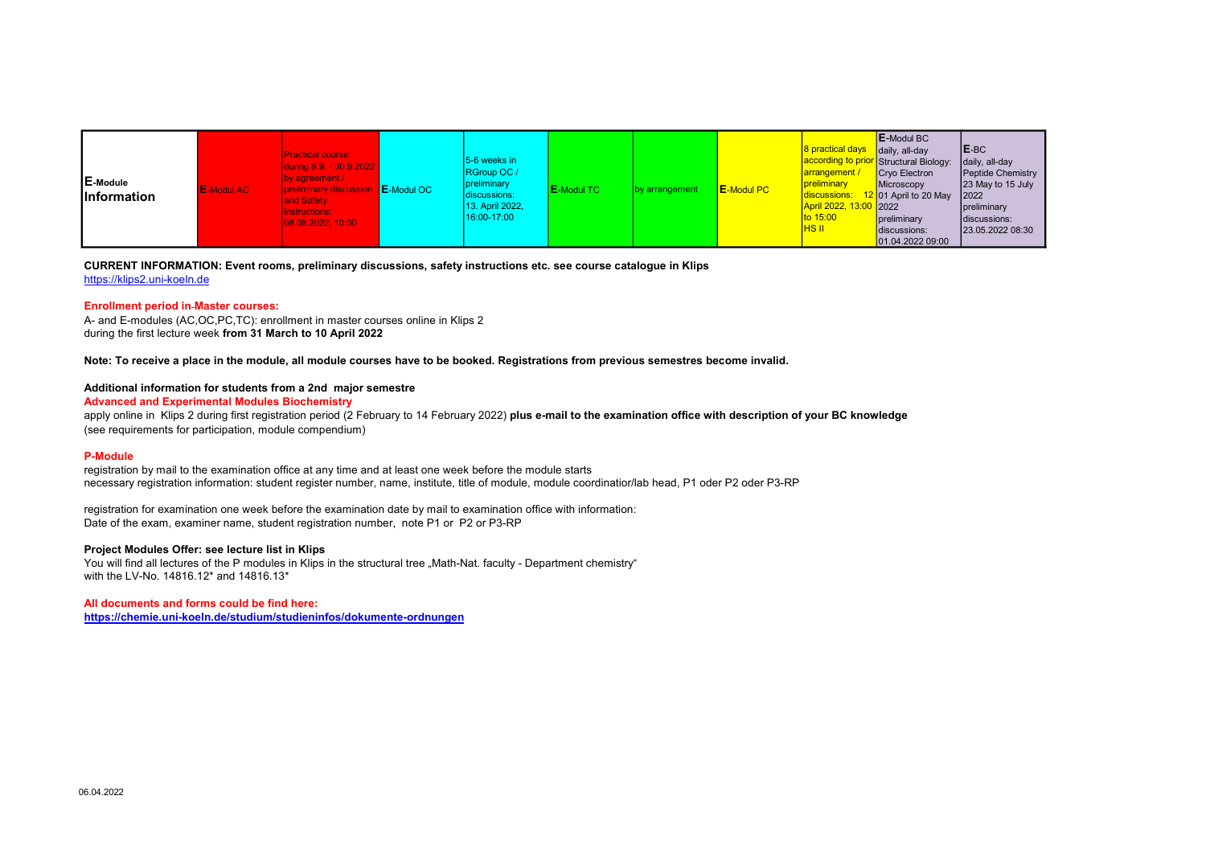| | | | | | | | | | | |
|---|---|---|---|---|---|---|---|---|---|---|
| **E-Module Information** | E-Modul AC | Practical course: during 8.9. - 30.9.2022 by agreement / preliminary discussion and Safety instructions: 08.08.2022, 10:00 | E-Modul OC | 5-6 weeks in RGroup OC / preliminary discussions: 13. April 2022, 16:00-17:00 | E-Modul TC | by arrangement | E-Modul PC | 8 practical days according to prior arrangement / preliminary discussions: 12 April 2022, 13:00 to 15:00 HS II | E-Modul BC daily, all-day Structural Biology: Cryo Electron Microscopy 01 April to 20 May 2022 preliminary discussions: 01.04.2022 09:00 | E-BC daily, all-day Peptide Chemistry 23 May to 15 July 2022 preliminary discussions: 23.05.2022 08:30 |

**CURRENT INFORMATION: Event rooms, preliminary discussions, safety instructions etc. see course catalogue in Klips**
https://klips2.uni-koeln.de

**Enrollment period in Master courses:**

A- and E-modules (AC,OC,PC,TC): enrollment in master courses online in Klips 2
during the first lecture week **from 31 March to 10 April 2022**

**Note: To receive a place in the module, all module courses have to be booked. Registrations from previous semestres become invalid.**

**Additional information for students from a 2nd major semestre**

**Advanced and Experimental Modules Biochemistry**

apply online in Klips 2 during first registration period (2 February to 14 February 2022) **plus e-mail to the examination office with description of your BC knowledge**
(see requirements for participation, module compendium)

**P-Module**

registration by mail to the examination office at any time and at least one week before the module starts
necessary registration information: student register number, name, institute, title of module, module coordinatior/lab head, P1 oder P2 oder P3-RP

registration for examination one week before the examination date by mail to examination office with information:
Date of the exam, examiner name, student registration number, note P1 or P2 or P3-RP

**Project Modules Offer: see lecture list in Klips**

You will find all lectures of the P modules in Klips in the structural tree „Math-Nat. faculty - Department chemistry"
with the LV-No. 14816.12* and 14816.13*

**All documents and forms could be find here:**
**https://chemie.uni-koeln.de/studium/studieninfos/dokumente-ordnungen**

06.04.2022